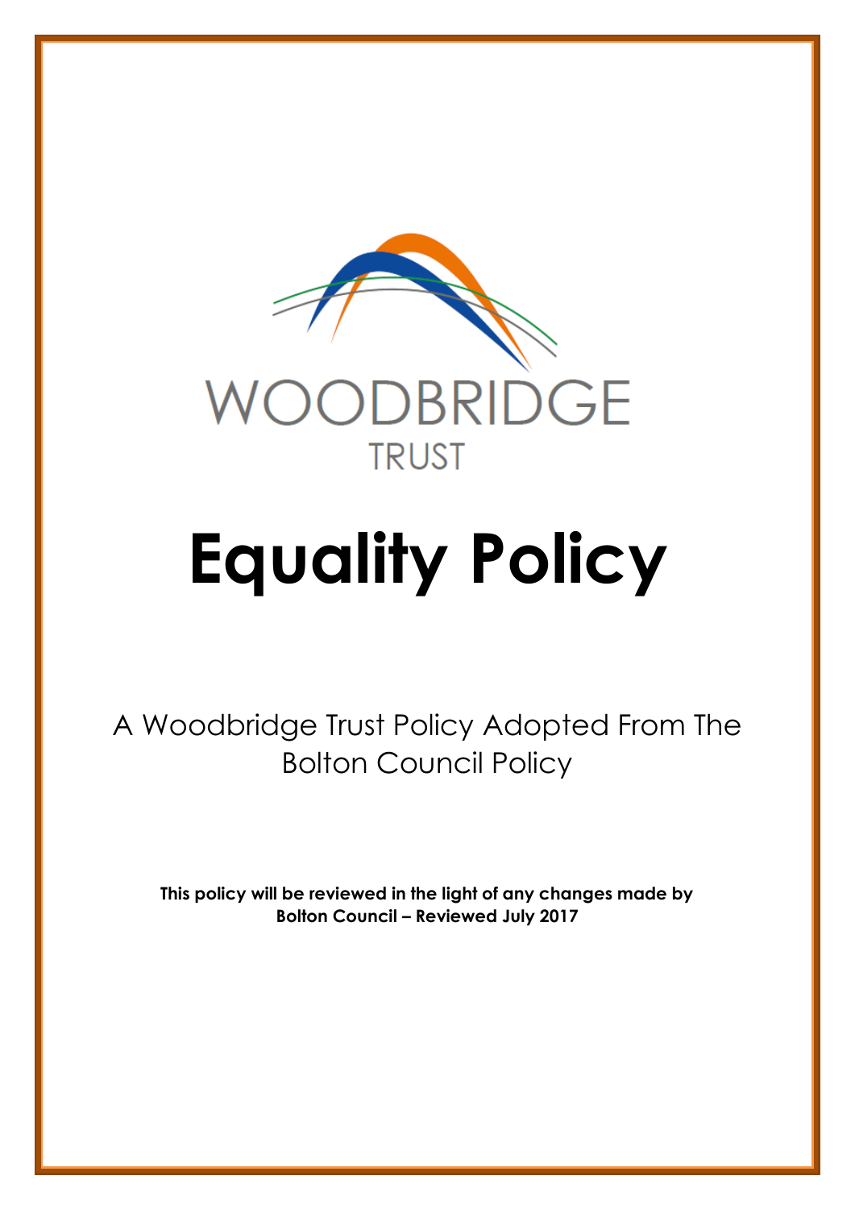WOODBRIDGE

TRUST

# Equality Policy

A Woodbridge Trust Policy Adopted From The Bolton Council Policy

**This policy will be reviewed in the light of any changes made by Bolton Council – Reviewed July 2017**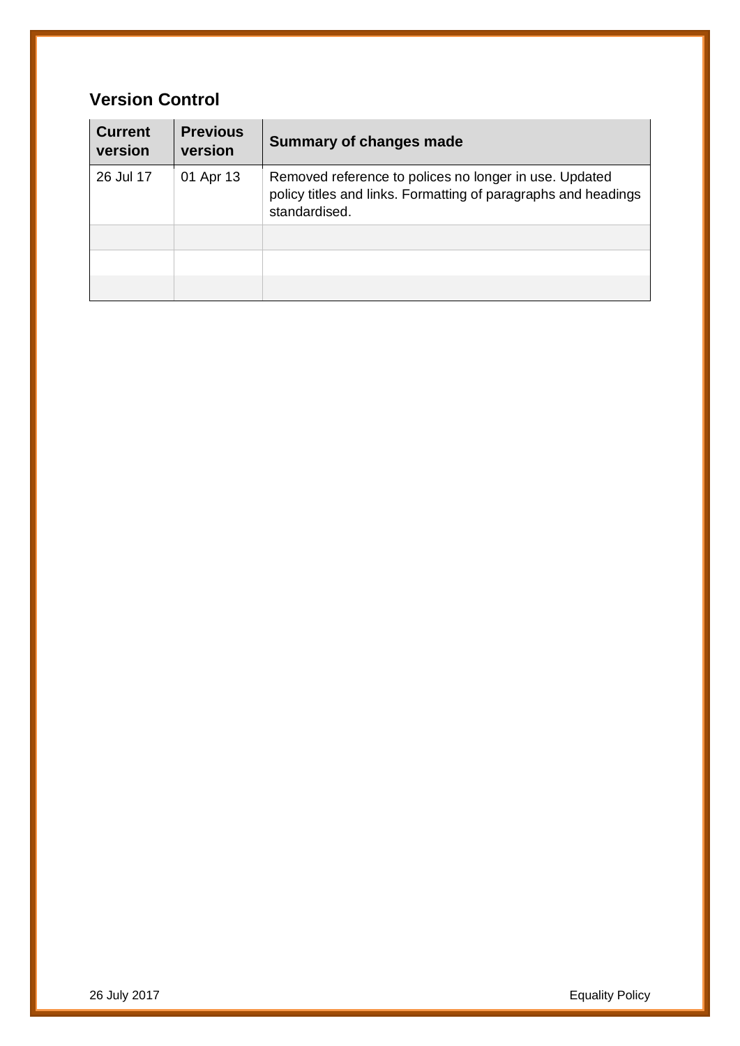## Version Control

| Current version | Previous version | Summary of changes made |
|---|---|---|
| 26 Jul 17 | 01 Apr 13 | Removed reference to polices no longer in use. Updated policy titles and links. Formatting of paragraphs and headings standardised. |
| | | |
| | | |
| | | |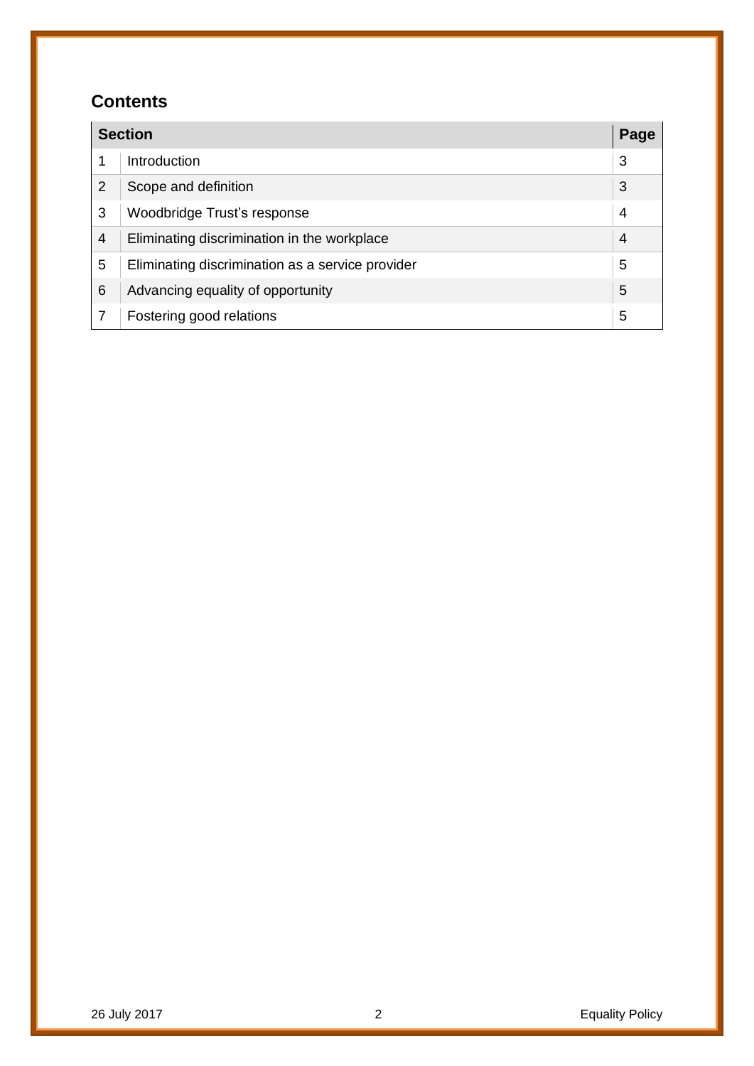## Contents

| Section | | Page |
|---|---|---|
| 1 | Introduction | 3 |
| 2 | Scope and definition | 3 |
| 3 | Woodbridge Trust's response | 4 |
| 4 | Eliminating discrimination in the workplace | 4 |
| 5 | Eliminating discrimination as a service provider | 5 |
| 6 | Advancing equality of opportunity | 5 |
| 7 | Fostering good relations | 5 |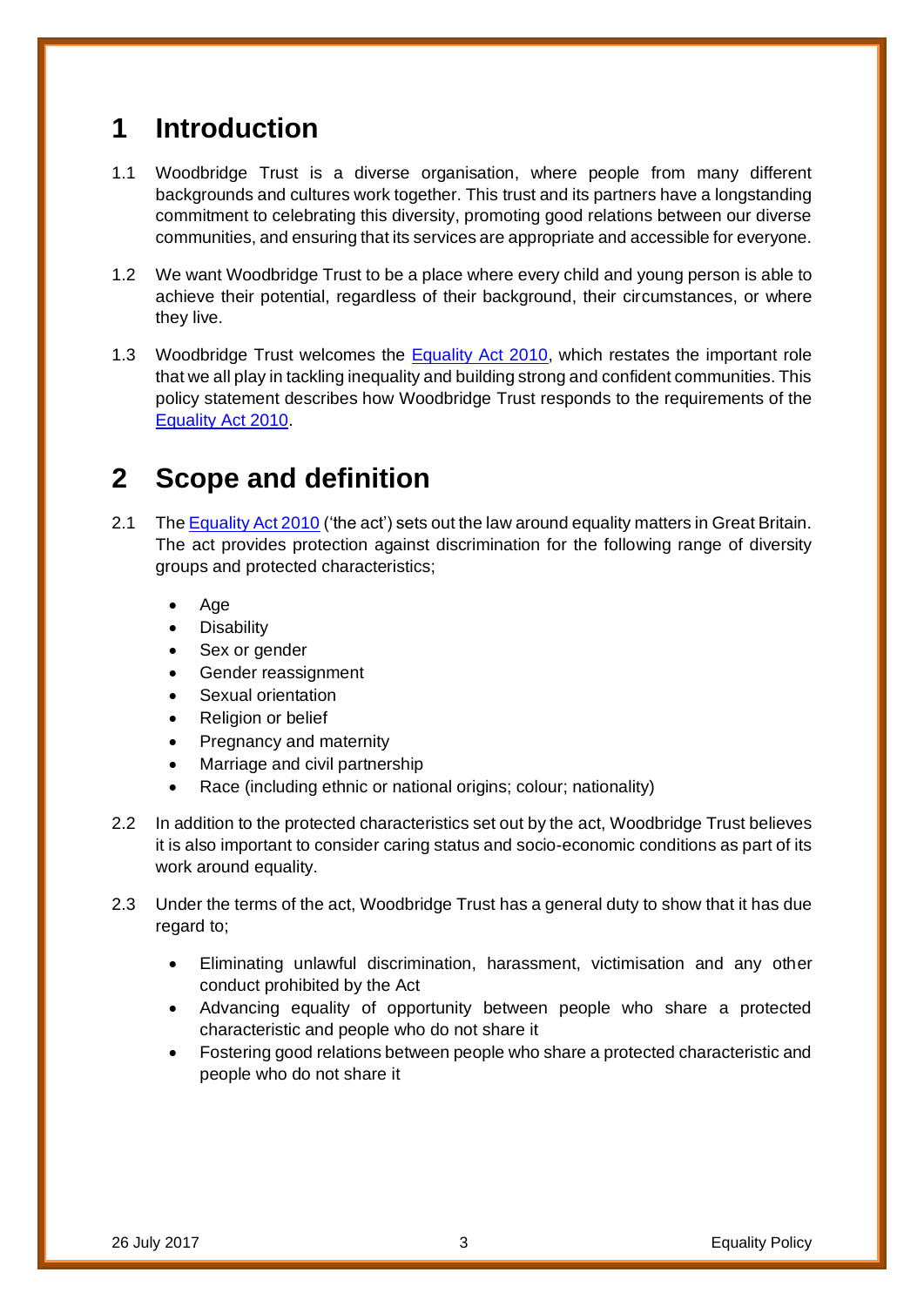# 1 Introduction

1.1 Woodbridge Trust is a diverse organisation, where people from many different backgrounds and cultures work together. This trust and its partners have a longstanding commitment to celebrating this diversity, promoting good relations between our diverse communities, and ensuring that its services are appropriate and accessible for everyone.

1.2 We want Woodbridge Trust to be a place where every child and young person is able to achieve their potential, regardless of their background, their circumstances, or where they live.

1.3 Woodbridge Trust welcomes the [Equality Act 2010](), which restates the important role that we all play in tackling inequality and building strong and confident communities. This policy statement describes how Woodbridge Trust responds to the requirements of the [Equality Act 2010]().

# 2 Scope and definition

2.1 The [Equality Act 2010]() ('the act') sets out the law around equality matters in Great Britain. The act provides protection against discrimination for the following range of diversity groups and protected characteristics;

- Age
- Disability
- Sex or gender
- Gender reassignment
- Sexual orientation
- Religion or belief
- Pregnancy and maternity
- Marriage and civil partnership
- Race (including ethnic or national origins; colour; nationality)

2.2 In addition to the protected characteristics set out by the act, Woodbridge Trust believes it is also important to consider caring status and socio-economic conditions as part of its work around equality.

2.3 Under the terms of the act, Woodbridge Trust has a general duty to show that it has due regard to;

- Eliminating unlawful discrimination, harassment, victimisation and any other conduct prohibited by the Act
- Advancing equality of opportunity between people who share a protected characteristic and people who do not share it
- Fostering good relations between people who share a protected characteristic and people who do not share it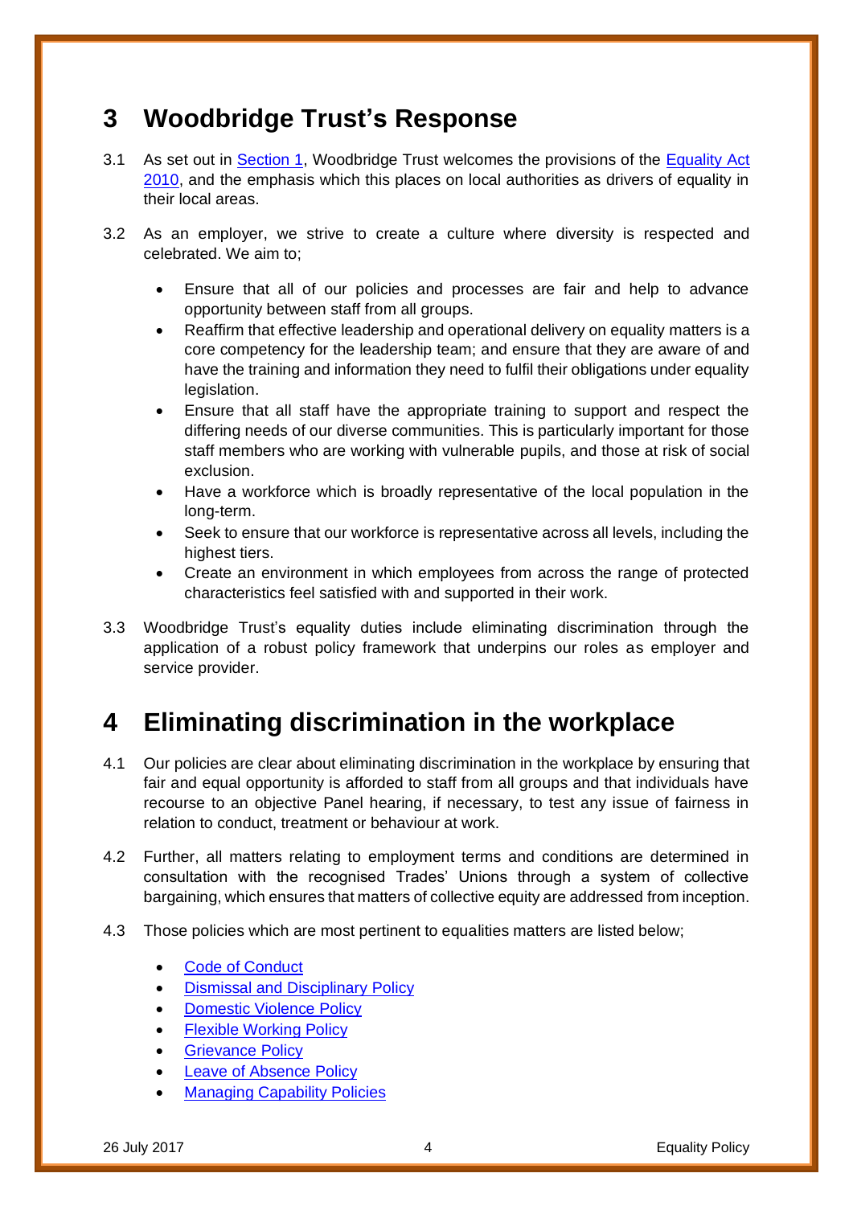## 3 Woodbridge Trust's Response

3.1 As set out in Section 1, Woodbridge Trust welcomes the provisions of the Equality Act 2010, and the emphasis which this places on local authorities as drivers of equality in their local areas.

3.2 As an employer, we strive to create a culture where diversity is respected and celebrated. We aim to;

- Ensure that all of our policies and processes are fair and help to advance opportunity between staff from all groups.
- Reaffirm that effective leadership and operational delivery on equality matters is a core competency for the leadership team; and ensure that they are aware of and have the training and information they need to fulfil their obligations under equality legislation.
- Ensure that all staff have the appropriate training to support and respect the differing needs of our diverse communities. This is particularly important for those staff members who are working with vulnerable pupils, and those at risk of social exclusion.
- Have a workforce which is broadly representative of the local population in the long-term.
- Seek to ensure that our workforce is representative across all levels, including the highest tiers.
- Create an environment in which employees from across the range of protected characteristics feel satisfied with and supported in their work.

3.3 Woodbridge Trust's equality duties include eliminating discrimination through the application of a robust policy framework that underpins our roles as employer and service provider.

## 4 Eliminating discrimination in the workplace

4.1 Our policies are clear about eliminating discrimination in the workplace by ensuring that fair and equal opportunity is afforded to staff from all groups and that individuals have recourse to an objective Panel hearing, if necessary, to test any issue of fairness in relation to conduct, treatment or behaviour at work.

4.2 Further, all matters relating to employment terms and conditions are determined in consultation with the recognised Trades' Unions through a system of collective bargaining, which ensures that matters of collective equity are addressed from inception.

4.3 Those policies which are most pertinent to equalities matters are listed below;

- Code of Conduct
- Dismissal and Disciplinary Policy
- Domestic Violence Policy
- Flexible Working Policy
- Grievance Policy
- Leave of Absence Policy
- Managing Capability Policies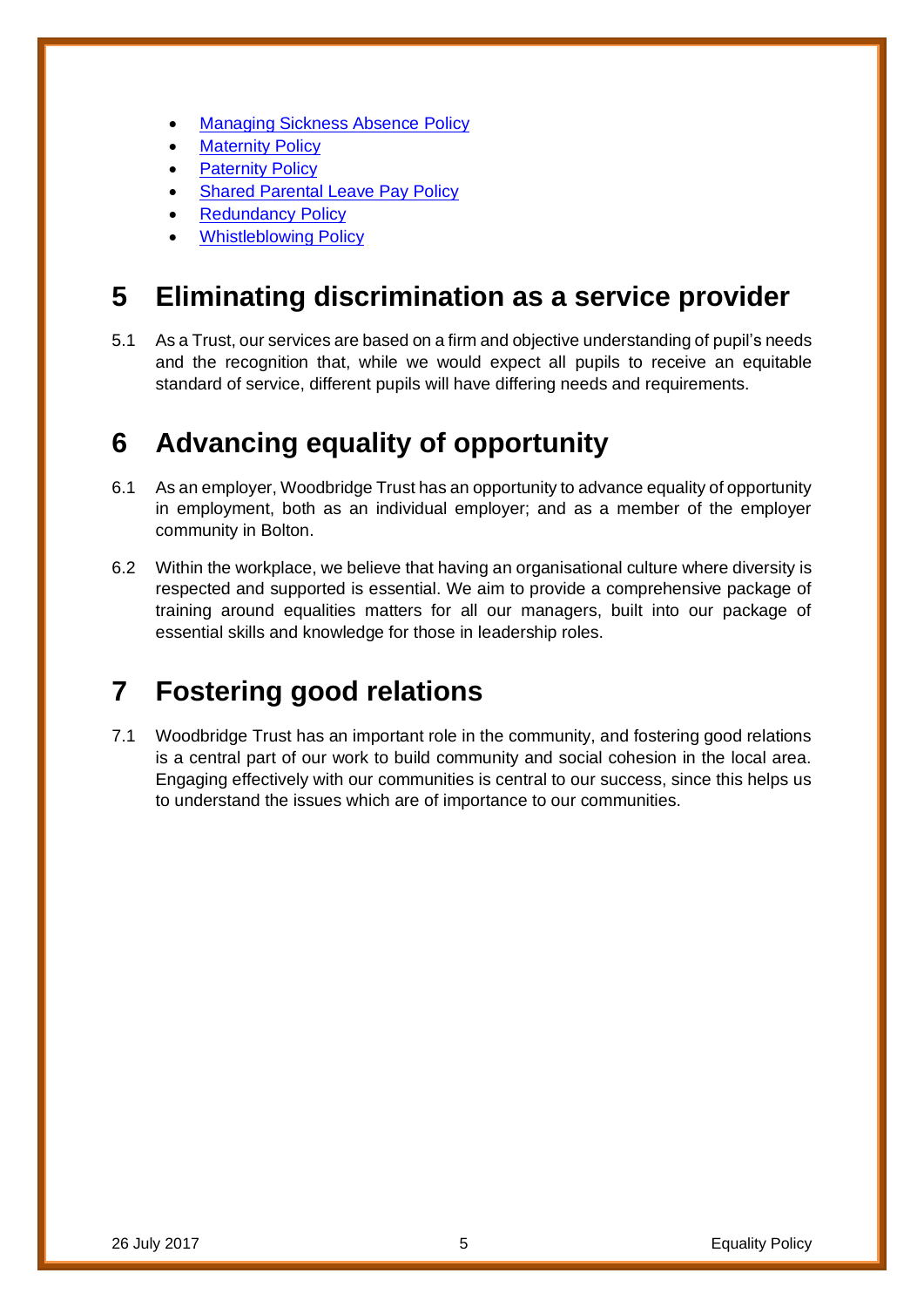- [Managing Sickness Absence Policy]
- [Maternity Policy]
- [Paternity Policy]
- [Shared Parental Leave Pay Policy]
- [Redundancy Policy]
- [Whistleblowing Policy]

# 5 Eliminating discrimination as a service provider

5.1 As a Trust, our services are based on a firm and objective understanding of pupil's needs and the recognition that, while we would expect all pupils to receive an equitable standard of service, different pupils will have differing needs and requirements.

# 6 Advancing equality of opportunity

6.1 As an employer, Woodbridge Trust has an opportunity to advance equality of opportunity in employment, both as an individual employer; and as a member of the employer community in Bolton.

6.2 Within the workplace, we believe that having an organisational culture where diversity is respected and supported is essential. We aim to provide a comprehensive package of training around equalities matters for all our managers, built into our package of essential skills and knowledge for those in leadership roles.

# 7 Fostering good relations

7.1 Woodbridge Trust has an important role in the community, and fostering good relations is a central part of our work to build community and social cohesion in the local area. Engaging effectively with our communities is central to our success, since this helps us to understand the issues which are of importance to our communities.